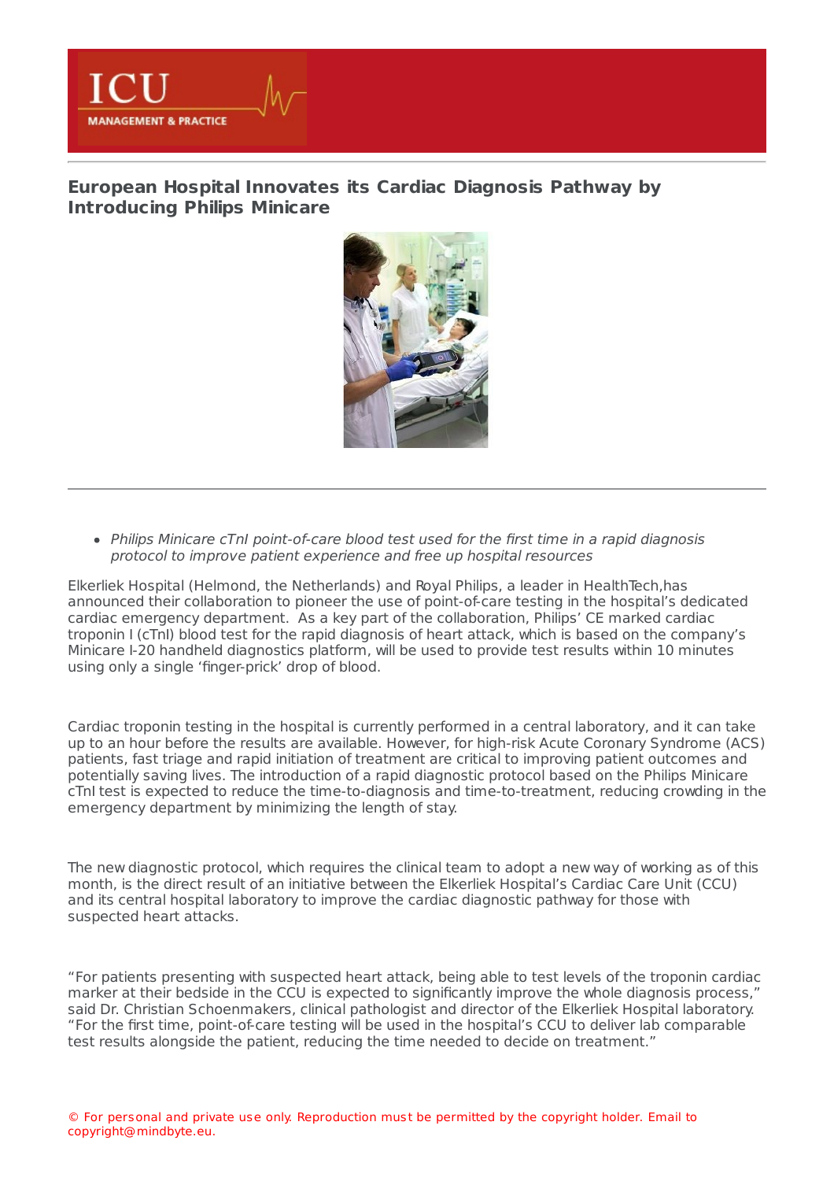# European Hospital Innovates its Cardiac Diagnosis Pathway by Introducing Philips Minicare

- *Philips Minicare cTnI point-of-care blood test used for the first time in a rapid diagnosis protocol to improve patient experience and free up hospital resources*

Elkerliek Hospital (Helmond, the Netherlands) and Royal Philips, a leader in HealthTech,has announced their collaboration to pioneer the use of point-of-care testing in the hospital's dedicated cardiac emergency department. As a key part of the collaboration, Philips' CE marked cardiac troponin I (cTnI) blood test for the rapid diagnosis of heart attack, which is based on the company's Minicare I-20 handheld diagnostics platform, will be used to provide test results within 10 minutes using only a single 'finger-prick' drop of blood.

Cardiac troponin testing in the hospital is currently performed in a central laboratory, and it can take up to an hour before the results are available. However, for high-risk Acute Coronary Syndrome (ACS) patients, fast triage and rapid initiation of treatment are critical to improving patient outcomes and potentially saving lives. The introduction of a rapid diagnostic protocol based on the Philips Minicare cTnI test is expected to reduce the time-to-diagnosis and time-to-treatment, reducing crowding in the emergency department by minimizing the length of stay.

The new diagnostic protocol, which requires the clinical team to adopt a new way of working as of this month, is the direct result of an initiative between the Elkerliek Hospital's Cardiac Care Unit (CCU) and its central hospital laboratory to improve the cardiac diagnostic pathway for those with suspected heart attacks.

"For patients presenting with suspected heart attack, being able to test levels of the troponin cardiac marker at their bedside in the CCU is expected to significantly improve the whole diagnosis process," said Dr. Christian Schoenmakers, clinical pathologist and director of the Elkerliek Hospital laboratory. "For the first time, point-of-care testing will be used in the hospital's CCU to deliver lab comparable test results alongside the patient, reducing the time needed to decide on treatment."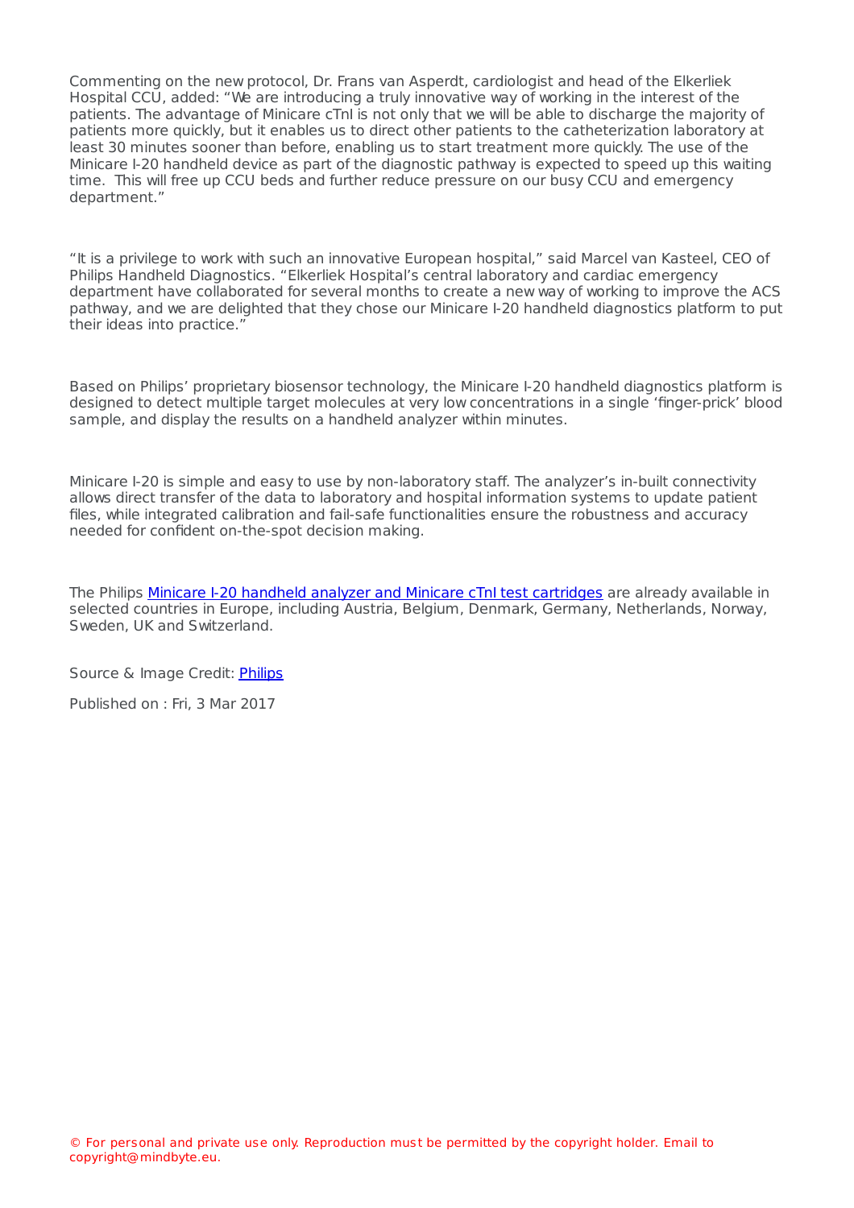Commenting on the new protocol, Dr. Frans van Asperdt, cardiologist and head of the Elkerliek Hospital CCU, added: “We are introducing a truly innovative way of working in the interest of the patients. The advantage of Minicare cTnI is not only that we will be able to discharge the majority of patients more quickly, but it enables us to direct other patients to the catheterization laboratory at least 30 minutes sooner than before, enabling us to start treatment more quickly. The use of the Minicare I-20 handheld device as part of the diagnostic pathway is expected to speed up this waiting time. This will free up CCU beds and further reduce pressure on our busy CCU and emergency department.”

“It is a privilege to work with such an innovative European hospital,” said Marcel van Kasteel, CEO of Philips Handheld Diagnostics. “Elkerliek Hospital’s central laboratory and cardiac emergency department have collaborated for several months to create a new way of working to improve the ACS pathway, and we are delighted that they chose our Minicare I-20 handheld diagnostics platform to put their ideas into practice.”

Based on Philips’ proprietary biosensor technology, the Minicare I-20 handheld diagnostics platform is designed to detect multiple target molecules at very low concentrations in a single ‘finger-prick’ blood sample, and display the results on a handheld analyzer within minutes.

Minicare I-20 is simple and easy to use by non-laboratory staff. The analyzer’s in-built connectivity allows direct transfer of the data to laboratory and hospital information systems to update patient files, while integrated calibration and fail-safe functionalities ensure the robustness and accuracy needed for confident on-the-spot decision making.

The Philips [Minicare I-20 handheld analyzer and Minicare cTnI test cartridges] are already available in selected countries in Europe, including Austria, Belgium, Denmark, Germany, Netherlands, Norway, Sweden, UK and Switzerland.

Source & Image Credit: [Philips]

Published on : Fri, 3 Mar 2017

© For personal and private use only. Reproduction must be permitted by the copyright holder. Email to copyright@mindbyte.eu.